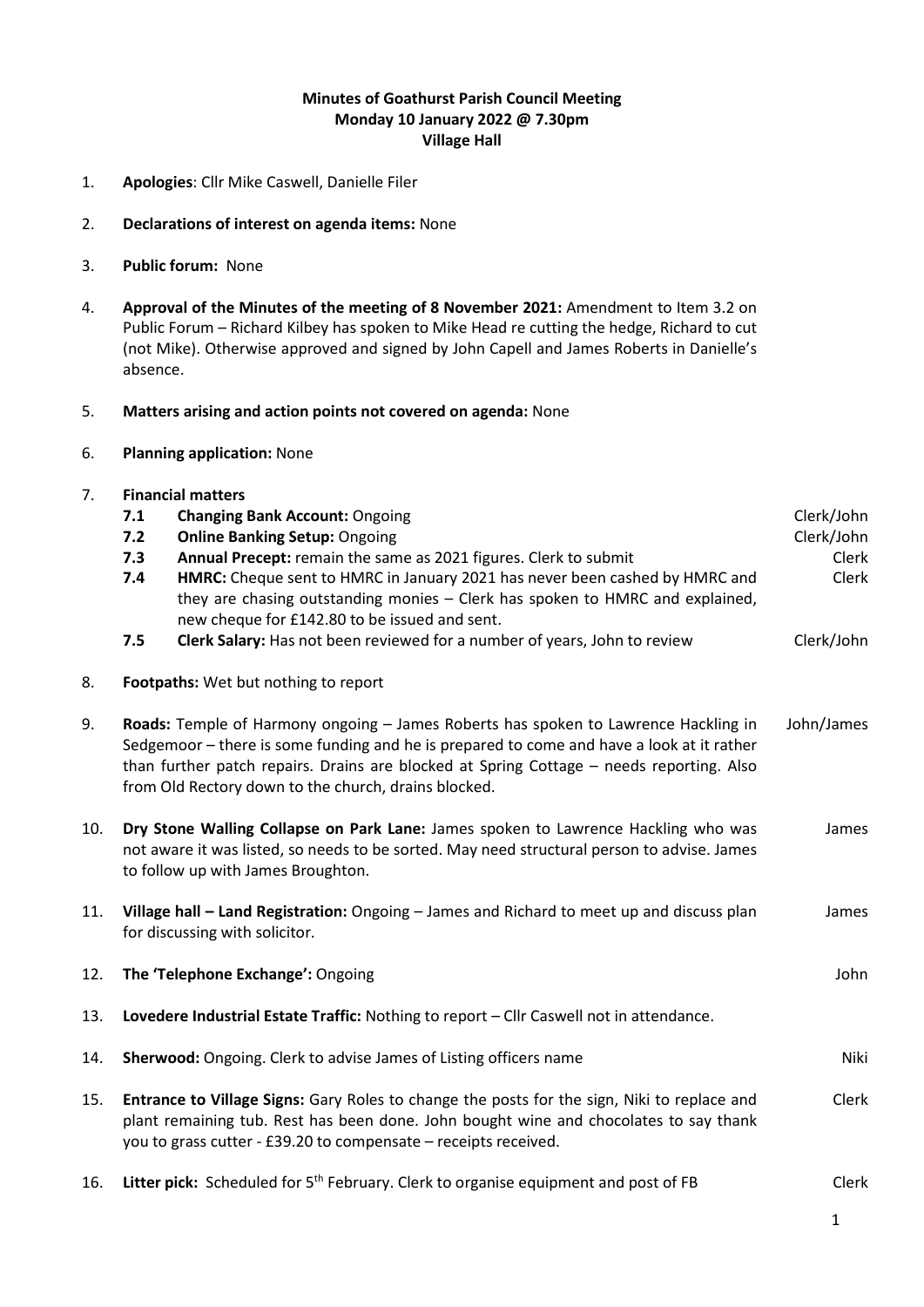**Minutes of Goathurst Parish Council Meeting**
**Monday 10 January 2022 @ 7.30pm**
**Village Hall**

1. **Apologies**: Cllr Mike Caswell, Danielle Filer

2. **Declarations of interest on agenda items:** None

3. **Public forum:** None

4. **Approval of the Minutes of the meeting of 8 November 2021:** Amendment to Item 3.2 on Public Forum – Richard Kilbey has spoken to Mike Head re cutting the hedge, Richard to cut (not Mike). Otherwise approved and signed by John Capell and James Roberts in Danielle's absence.

5. **Matters arising and action points not covered on agenda:** None

6. **Planning application:** None

7. **Financial matters**

| Item | Details | Action |
|---|---|---|
| **7.1** | **Changing Bank Account:** Ongoing | Clerk/John |
| **7.2** | **Online Banking Setup:** Ongoing | Clerk/John |
| **7.3** | **Annual Precept:** remain the same as 2021 figures. Clerk to submit | Clerk |
| **7.4** | **HMRC:** Cheque sent to HMRC in January 2021 has never been cashed by HMRC and they are chasing outstanding monies – Clerk has spoken to HMRC and explained, new cheque for £142.80 to be issued and sent. | Clerk |
| **7.5** | **Clerk Salary:** Has not been reviewed for a number of years, John to review | Clerk/John |

8. **Footpaths:** Wet but nothing to report

9. **Roads:** Temple of Harmony ongoing – James Roberts has spoken to Lawrence Hackling in Sedgemoor – there is some funding and he is prepared to come and have a look at it rather than further patch repairs. Drains are blocked at Spring Cottage – needs reporting. Also from Old Rectory down to the church, drains blocked. — *John/James*

10. **Dry Stone Walling Collapse on Park Lane:** James spoken to Lawrence Hackling who was not aware it was listed, so needs to be sorted. May need structural person to advise. James to follow up with James Broughton. — *James*

11. **Village hall – Land Registration:** Ongoing – James and Richard to meet up and discuss plan for discussing with solicitor. — *James*

12. **The 'Telephone Exchange':** Ongoing — *John*

13. **Lovedere Industrial Estate Traffic:** Nothing to report – Cllr Caswell not in attendance.

14. **Sherwood:** Ongoing. Clerk to advise James of Listing officers name — *Niki*

15. **Entrance to Village Signs:** Gary Roles to change the posts for the sign, Niki to replace and plant remaining tub. Rest has been done. John bought wine and chocolates to say thank you to grass cutter - £39.20 to compensate – receipts received. — *Clerk*

16. **Litter pick:** Scheduled for 5th February. Clerk to organise equipment and post of FB — *Clerk*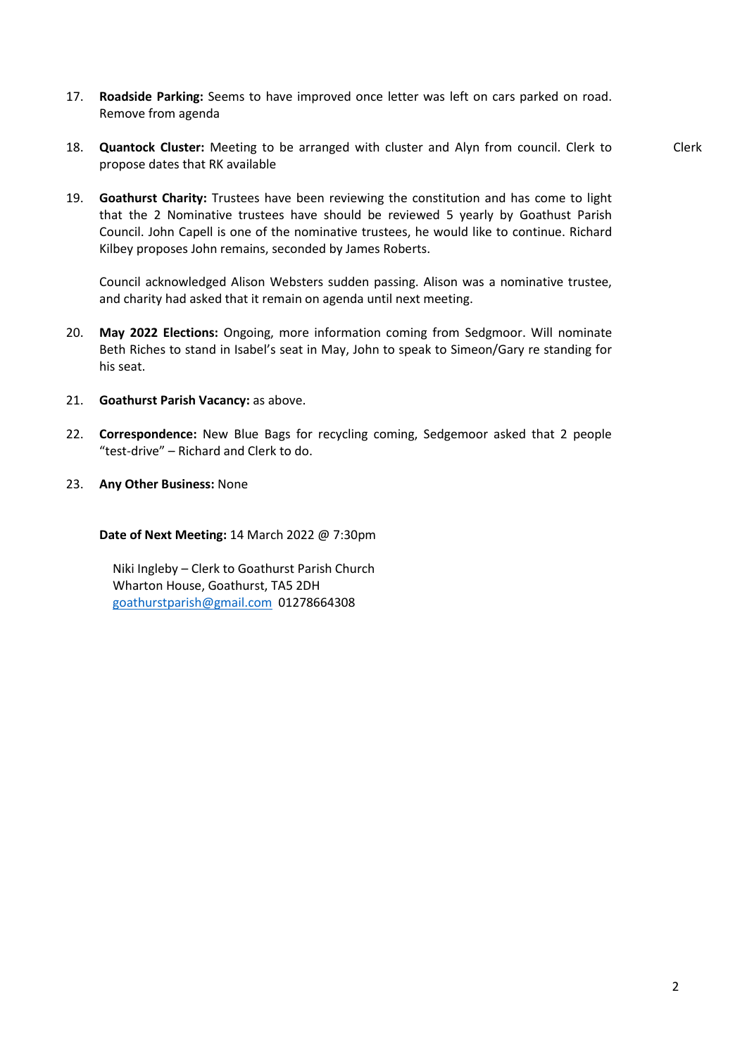17. **Roadside Parking:** Seems to have improved once letter was left on cars parked on road. Remove from agenda

18. **Quantock Cluster:** Meeting to be arranged with cluster and Alyn from council. Clerk to propose dates that RK available — Clerk

19. **Goathurst Charity:** Trustees have been reviewing the constitution and has come to light that the 2 Nominative trustees have should be reviewed 5 yearly by Goathust Parish Council. John Capell is one of the nominative trustees, he would like to continue. Richard Kilbey proposes John remains, seconded by James Roberts.

    Council acknowledged Alison Websters sudden passing. Alison was a nominative trustee, and charity had asked that it remain on agenda until next meeting.

20. **May 2022 Elections:** Ongoing, more information coming from Sedgmoor. Will nominate Beth Riches to stand in Isabel's seat in May, John to speak to Simeon/Gary re standing for his seat.

21. **Goathurst Parish Vacancy:** as above.

22. **Correspondence:** New Blue Bags for recycling coming, Sedgemoor asked that 2 people "test-drive" – Richard and Clerk to do.

23. **Any Other Business:** None

**Date of Next Meeting:** 14 March 2022 @ 7:30pm

Niki Ingleby – Clerk to Goathurst Parish Church
Wharton House, Goathurst, TA5 2DH
goathurstparish@gmail.com 01278664308